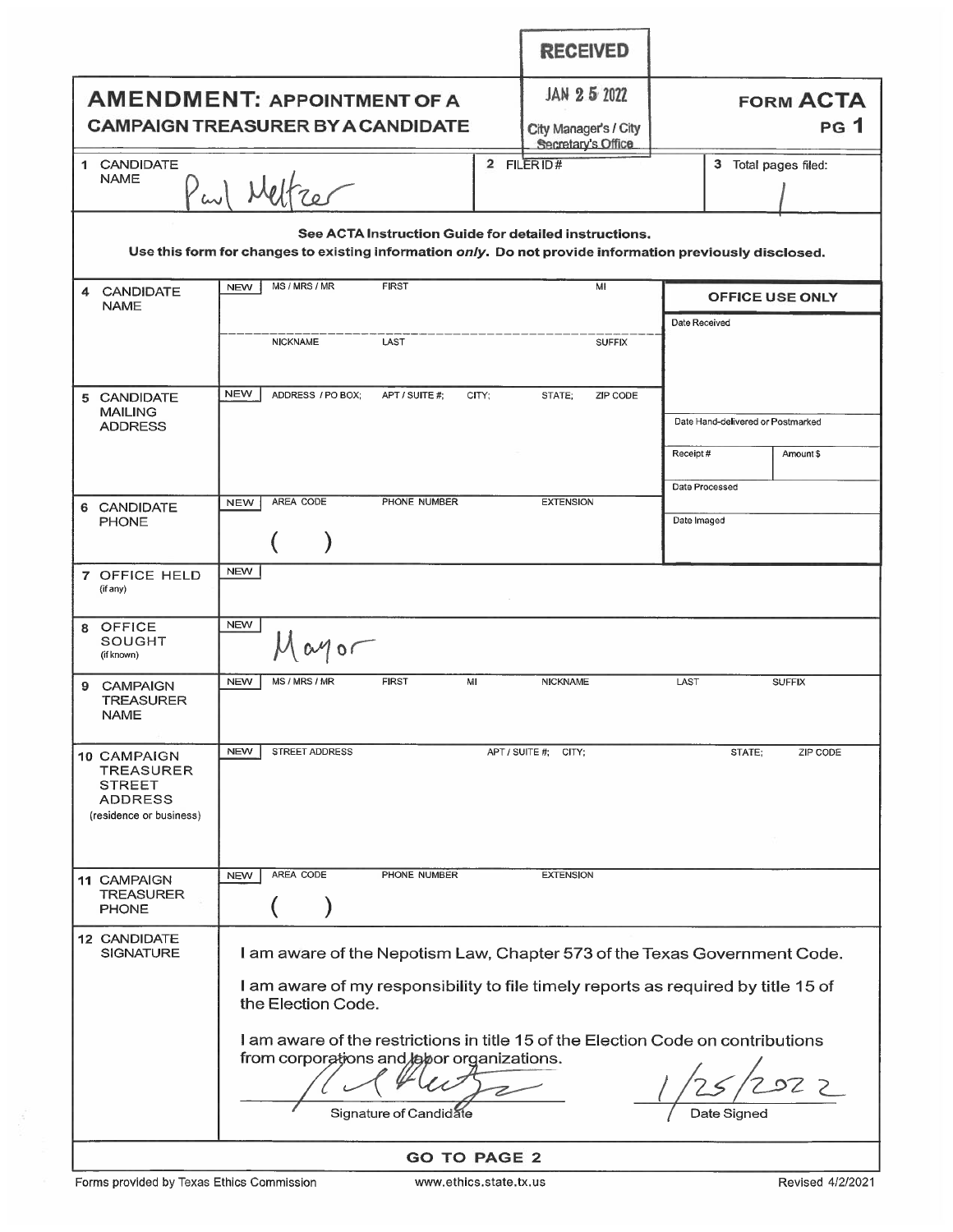RECEIVED

JAN 25 2022

City Manager's / City Secretary's Office

# AMENDMENT: APPOINTMENT OF A CAMPAIGN TREASURER BY A CANDIDATE

**FORM ACTA**
**PG 1**

| | | | |
|---|---|---|---|
| 1 CANDIDATE NAME | Paul Meltzer | 2 FILER ID# | 3 Total pages filed: 1 |

**See ACTA Instruction Guide for detailed instructions.**
**Use this form for changes to existing information *only*. Do not provide information previously disclosed.**

| | | |
|---|---|---|
| 4 CANDIDATE NAME | NEW MS / MRS / MR FIRST MI<br>NICKNAME LAST SUFFIX | **OFFICE USE ONLY**<br>Date Received |
| 5 CANDIDATE MAILING ADDRESS | NEW ADDRESS / PO BOX; APT / SUITE #; CITY; STATE; ZIP CODE | Date Hand-delivered or Postmarked<br>Receipt # Amount $<br>Date Processed |
| 6 CANDIDATE PHONE | NEW AREA CODE PHONE NUMBER EXTENSION<br>( ) | Date Imaged |
| 7 OFFICE HELD (if any) | NEW | |
| 8 OFFICE SOUGHT (if known) | NEW Mayor | |
| 9 CAMPAIGN TREASURER NAME | NEW MS / MRS / MR FIRST MI NICKNAME LAST SUFFIX | |
| 10 CAMPAIGN TREASURER STREET ADDRESS (residence or business) | NEW STREET ADDRESS APT / SUITE #; CITY; STATE; ZIP CODE | |
| 11 CAMPAIGN TREASURER PHONE | NEW AREA CODE PHONE NUMBER EXTENSION<br>( ) | |

**12 CANDIDATE SIGNATURE**

I am aware of the Nepotism Law, Chapter 573 of the Texas Government Code.

I am aware of my responsibility to file timely reports as required by title 15 of the Election Code.

I am aware of the restrictions in title 15 of the Election Code on contributions from corporations and labor organizations.

Signature of Candidate: [signature]

Date Signed: 1/25/2022

**GO TO PAGE 2**

Forms provided by Texas Ethics Commission www.ethics.state.tx.us Revised 4/2/2021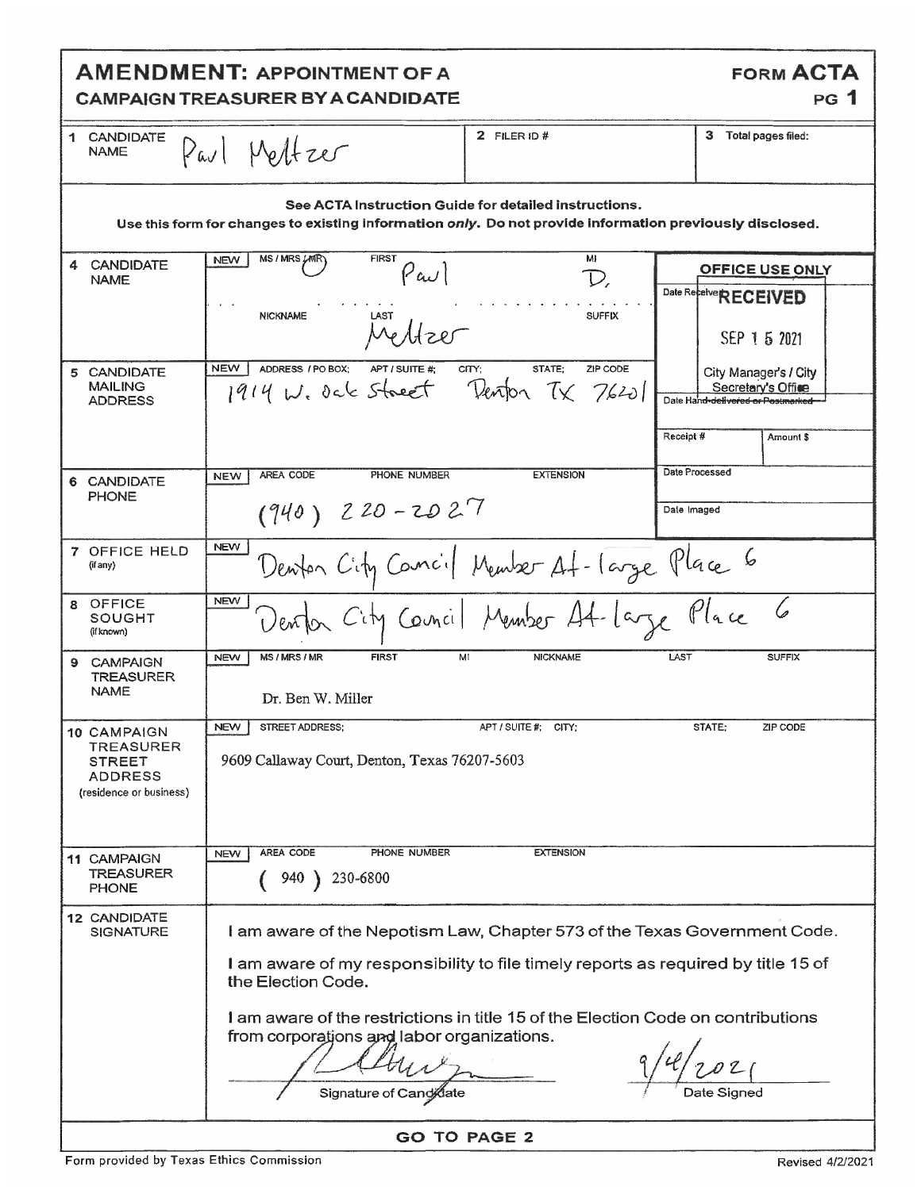# AMENDMENT: APPOINTMENT OF A CAMPAIGN TREASURER BY A CANDIDATE

**FORM ACTA**

**PG 1**

| | | |
|---|---|---|
| **1** CANDIDATE NAME: Paul Meltzer | **2** FILER ID # | **3** Total pages filed: |

**See ACTA Instruction Guide for detailed instructions.**

**Use this form for changes to existing information *only*. Do not provide information previously disclosed.**

**4 CANDIDATE NAME**
NEW — MS / MRS / MR: (MR) — FIRST: Paul — MI: D.
NICKNAME: — LAST: Meltzer — SUFFIX:

**OFFICE USE ONLY**
Date Received: RECEIVED SEP 15 2021 City Manager's / City Secretary's Office
Date Hand-delivered or Postmarked:
Receipt #: — Amount $:
Date Processed:
Date Imaged:

**5 CANDIDATE MAILING ADDRESS**
NEW — ADDRESS / PO BOX; APT / SUITE #; CITY; STATE; ZIP CODE
1914 W. Oak Street Denton TX 76201

**6 CANDIDATE PHONE**
NEW — AREA CODE — PHONE NUMBER — EXTENSION
(940) 220-2027

**7 OFFICE HELD** (if any)
NEW — Denton City Council Member At-large Place 6

**8 OFFICE SOUGHT** (if known)
NEW — Denton City Council Member At-large Place 6

**9 CAMPAIGN TREASURER NAME**
NEW — MS / MRS / MR — FIRST — MI — NICKNAME — LAST — SUFFIX
Dr. Ben W. Miller

**10 CAMPAIGN TREASURER STREET ADDRESS** (residence or business)
NEW — STREET ADDRESS; APT / SUITE #; CITY; STATE; ZIP CODE
9609 Callaway Court, Denton, Texas 76207-5603

**11 CAMPAIGN TREASURER PHONE**
NEW — AREA CODE — PHONE NUMBER — EXTENSION
(940) 230-6800

**12 CANDIDATE SIGNATURE**

I am aware of the Nepotism Law, Chapter 573 of the Texas Government Code.

I am aware of my responsibility to file timely reports as required by title 15 of the Election Code.

I am aware of the restrictions in title 15 of the Election Code on contributions from corporations and labor organizations.

Signature of Candidate: [signature] — Date Signed: 9/14/2021

**GO TO PAGE 2**

Form provided by Texas Ethics Commission — Revised 4/2/2021